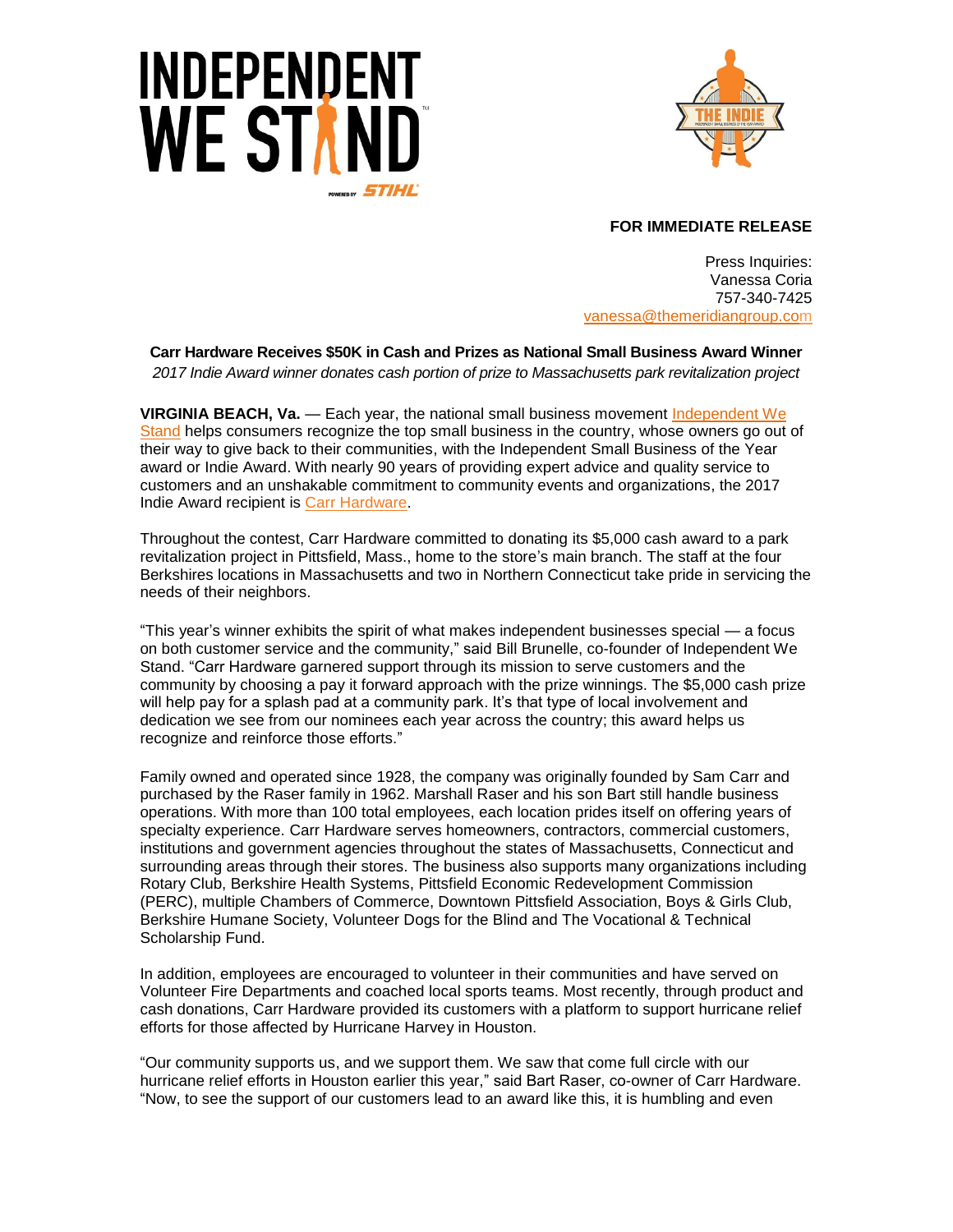**FOR IMMEDIATE RELEASE**

Press Inquiries:
Vanessa Coria
757-340-7425
vanessa@themeridiangroup.com

**Carr Hardware Receives $50K in Cash and Prizes as National Small Business Award Winner**

*2017 Indie Award winner donates cash portion of prize to Massachusetts park revitalization project*

**VIRGINIA BEACH, Va.** — Each year, the national small business movement Independent We Stand helps consumers recognize the top small business in the country, whose owners go out of their way to give back to their communities, with the Independent Small Business of the Year award or Indie Award. With nearly 90 years of providing expert advice and quality service to customers and an unshakable commitment to community events and organizations, the 2017 Indie Award recipient is Carr Hardware.

Throughout the contest, Carr Hardware committed to donating its $5,000 cash award to a park revitalization project in Pittsfield, Mass., home to the store's main branch. The staff at the four Berkshires locations in Massachusetts and two in Northern Connecticut take pride in servicing the needs of their neighbors.

"This year's winner exhibits the spirit of what makes independent businesses special — a focus on both customer service and the community," said Bill Brunelle, co-founder of Independent We Stand. "Carr Hardware garnered support through its mission to serve customers and the community by choosing a pay it forward approach with the prize winnings. The $5,000 cash prize will help pay for a splash pad at a community park. It's that type of local involvement and dedication we see from our nominees each year across the country; this award helps us recognize and reinforce those efforts."

Family owned and operated since 1928, the company was originally founded by Sam Carr and purchased by the Raser family in 1962. Marshall Raser and his son Bart still handle business operations. With more than 100 total employees, each location prides itself on offering years of specialty experience. Carr Hardware serves homeowners, contractors, commercial customers, institutions and government agencies throughout the states of Massachusetts, Connecticut and surrounding areas through their stores. The business also supports many organizations including Rotary Club, Berkshire Health Systems, Pittsfield Economic Redevelopment Commission (PERC), multiple Chambers of Commerce, Downtown Pittsfield Association, Boys & Girls Club, Berkshire Humane Society, Volunteer Dogs for the Blind and The Vocational & Technical Scholarship Fund.

In addition, employees are encouraged to volunteer in their communities and have served on Volunteer Fire Departments and coached local sports teams. Most recently, through product and cash donations, Carr Hardware provided its customers with a platform to support hurricane relief efforts for those affected by Hurricane Harvey in Houston.

"Our community supports us, and we support them. We saw that come full circle with our hurricane relief efforts in Houston earlier this year," said Bart Raser, co-owner of Carr Hardware. "Now, to see the support of our customers lead to an award like this, it is humbling and even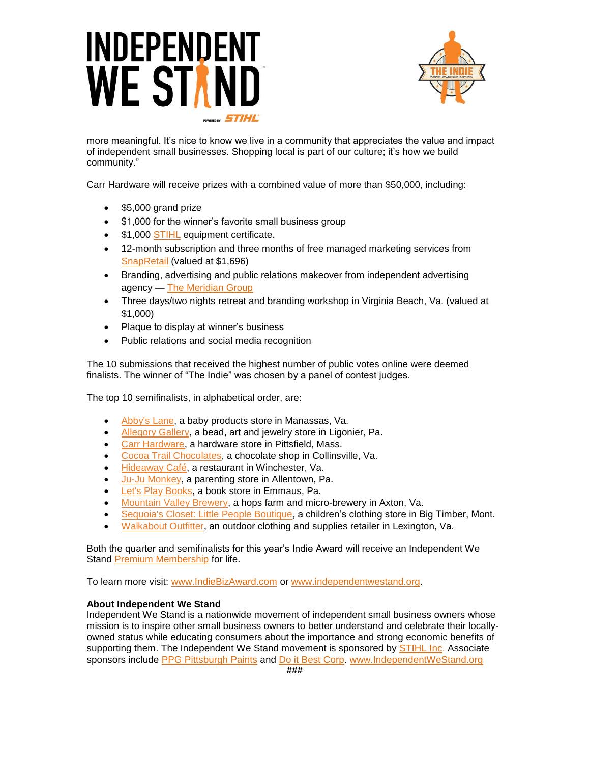more meaningful. It's nice to know we live in a community that appreciates the value and impact of independent small businesses. Shopping local is part of our culture; it's how we build community."

Carr Hardware will receive prizes with a combined value of more than $50,000, including:

- $5,000 grand prize
- $1,000 for the winner's favorite small business group
- $1,000 STIHL equipment certificate.
- 12-month subscription and three months of free managed marketing services from SnapRetail (valued at $1,696)
- Branding, advertising and public relations makeover from independent advertising agency — The Meridian Group
- Three days/two nights retreat and branding workshop in Virginia Beach, Va. (valued at $1,000)
- Plaque to display at winner's business
- Public relations and social media recognition

The 10 submissions that received the highest number of public votes online were deemed finalists. The winner of "The Indie" was chosen by a panel of contest judges.

The top 10 semifinalists, in alphabetical order, are:

- Abby's Lane, a baby products store in Manassas, Va.
- Allegory Gallery, a bead, art and jewelry store in Ligonier, Pa.
- Carr Hardware, a hardware store in Pittsfield, Mass.
- Cocoa Trail Chocolates, a chocolate shop in Collinsville, Va.
- Hideaway Café, a restaurant in Winchester, Va.
- Ju-Ju Monkey, a parenting store in Allentown, Pa.
- Let's Play Books, a book store in Emmaus, Pa.
- Mountain Valley Brewery, a hops farm and micro-brewery in Axton, Va.
- Sequoia's Closet: Little People Boutique, a children's clothing store in Big Timber, Mont.
- Walkabout Outfitter, an outdoor clothing and supplies retailer in Lexington, Va.

Both the quarter and semifinalists for this year's Indie Award will receive an Independent We Stand Premium Membership for life.

To learn more visit: www.IndieBizAward.com or www.independentwestand.org.

**About Independent We Stand**
Independent We Stand is a nationwide movement of independent small business owners whose mission is to inspire other small business owners to better understand and celebrate their locally-owned status while educating consumers about the importance and strong economic benefits of supporting them. The Independent We Stand movement is sponsored by STIHL Inc. Associate sponsors include PPG Pittsburgh Paints and Do it Best Corp. www.IndependentWeStand.org

###